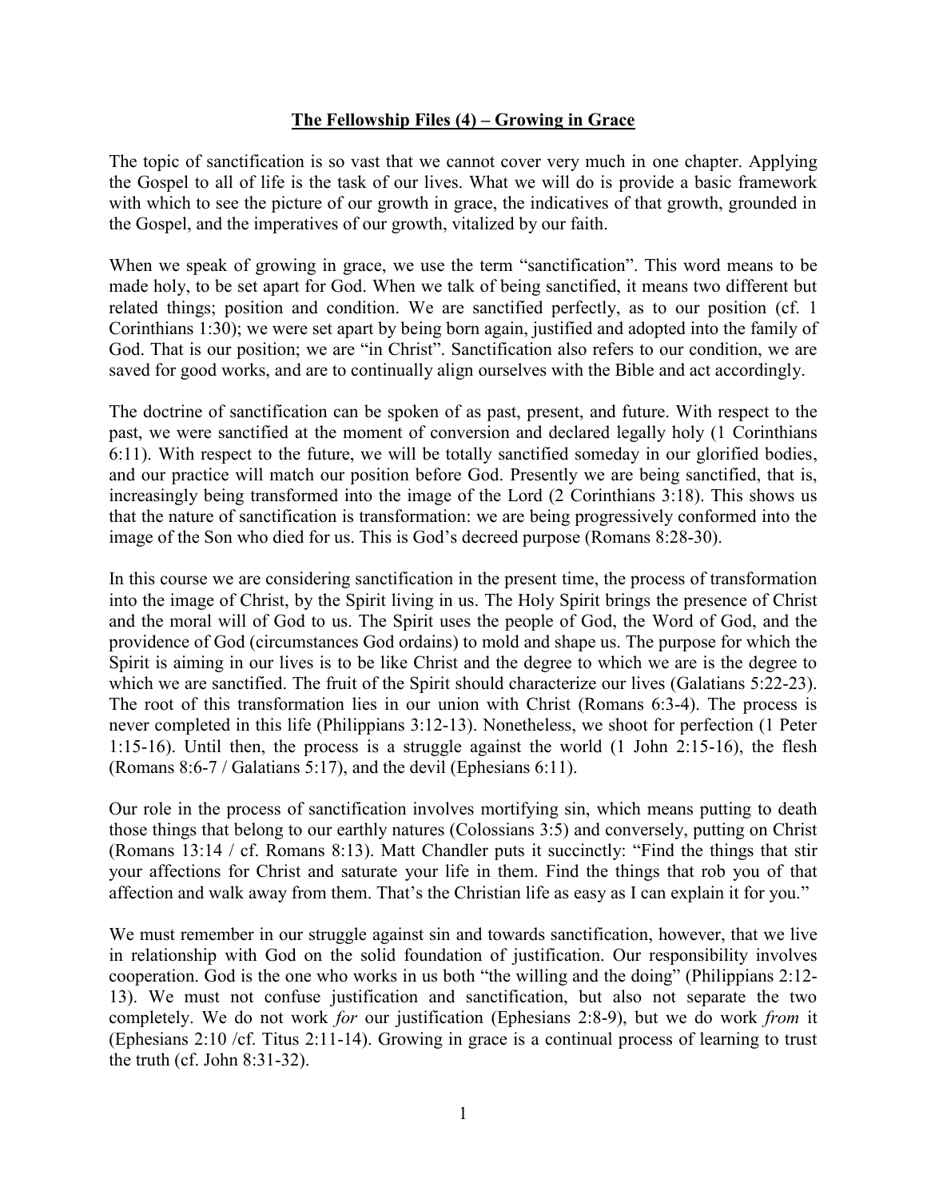# **The Fellowship Files (4) – Growing in Grace**

The topic of sanctification is so vast that we cannot cover very much in one chapter. Applying the Gospel to all of life is the task of our lives. What we will do is provide a basic framework with which to see the picture of our growth in grace, the indicatives of that growth, grounded in the Gospel, and the imperatives of our growth, vitalized by our faith.

When we speak of growing in grace, we use the term "sanctification". This word means to be made holy, to be set apart for God. When we talk of being sanctified, it means two different but related things; position and condition. We are sanctified perfectly, as to our position (cf. 1 Corinthians 1:30); we were set apart by being born again, justified and adopted into the family of God. That is our position; we are "in Christ". Sanctification also refers to our condition, we are saved for good works, and are to continually align ourselves with the Bible and act accordingly.

The doctrine of sanctification can be spoken of as past, present, and future. With respect to the past, we were sanctified at the moment of conversion and declared legally holy (1 Corinthians 6:11). With respect to the future, we will be totally sanctified someday in our glorified bodies, and our practice will match our position before God. Presently we are being sanctified, that is, increasingly being transformed into the image of the Lord (2 Corinthians 3:18). This shows us that the nature of sanctification is transformation: we are being progressively conformed into the image of the Son who died for us. This is God's decreed purpose (Romans 8:28-30).

In this course we are considering sanctification in the present time, the process of transformation into the image of Christ, by the Spirit living in us. The Holy Spirit brings the presence of Christ and the moral will of God to us. The Spirit uses the people of God, the Word of God, and the providence of God (circumstances God ordains) to mold and shape us. The purpose for which the Spirit is aiming in our lives is to be like Christ and the degree to which we are is the degree to which we are sanctified. The fruit of the Spirit should characterize our lives (Galatians 5:22-23). The root of this transformation lies in our union with Christ (Romans 6:3-4). The process is never completed in this life (Philippians 3:12-13). Nonetheless, we shoot for perfection (1 Peter 1:15-16). Until then, the process is a struggle against the world (1 John 2:15-16), the flesh (Romans 8:6-7 / Galatians 5:17), and the devil (Ephesians 6:11).

Our role in the process of sanctification involves mortifying sin, which means putting to death those things that belong to our earthly natures (Colossians 3:5) and conversely, putting on Christ (Romans 13:14 / cf. Romans 8:13). Matt Chandler puts it succinctly: "Find the things that stir your affections for Christ and saturate your life in them. Find the things that rob you of that affection and walk away from them. That's the Christian life as easy as I can explain it for you."

We must remember in our struggle against sin and towards sanctification, however, that we live in relationship with God on the solid foundation of justification. Our responsibility involves cooperation. God is the one who works in us both "the willing and the doing" (Philippians 2:12-13). We must not confuse justification and sanctification, but also not separate the two completely. We do not work *for* our justification (Ephesians 2:8-9), but we do work *from* it (Ephesians 2:10 /cf. Titus 2:11-14). Growing in grace is a continual process of learning to trust the truth (cf. John 8:31-32).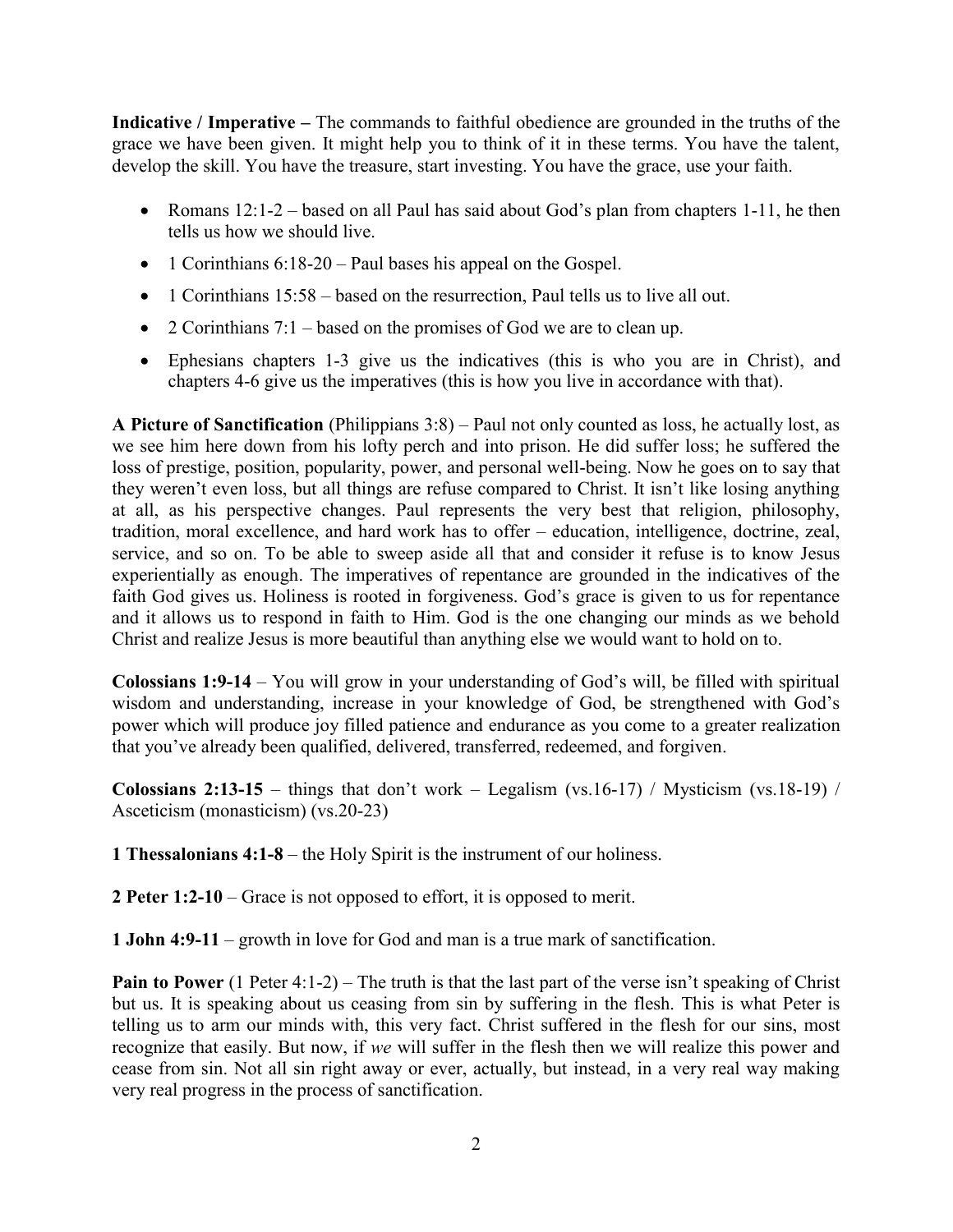**Indicative / Imperative –** The commands to faithful obedience are grounded in the truths of the grace we have been given. It might help you to think of it in these terms. You have the talent, develop the skill. You have the treasure, start investing. You have the grace, use your faith.

- Romans 12:1-2 – based on all Paul has said about God's plan from chapters 1-11, he then tells us how we should live.
- 1 Corinthians 6:18-20 – Paul bases his appeal on the Gospel.
- 1 Corinthians 15:58 – based on the resurrection, Paul tells us to live all out.
- 2 Corinthians 7:1 – based on the promises of God we are to clean up.
- Ephesians chapters 1-3 give us the indicatives (this is who you are in Christ), and chapters 4-6 give us the imperatives (this is how you live in accordance with that).

**A Picture of Sanctification** (Philippians 3:8) – Paul not only counted as loss, he actually lost, as we see him here down from his lofty perch and into prison. He did suffer loss; he suffered the loss of prestige, position, popularity, power, and personal well-being. Now he goes on to say that they weren't even loss, but all things are refuse compared to Christ. It isn't like losing anything at all, as his perspective changes. Paul represents the very best that religion, philosophy, tradition, moral excellence, and hard work has to offer – education, intelligence, doctrine, zeal, service, and so on. To be able to sweep aside all that and consider it refuse is to know Jesus experientially as enough. The imperatives of repentance are grounded in the indicatives of the faith God gives us. Holiness is rooted in forgiveness. God's grace is given to us for repentance and it allows us to respond in faith to Him. God is the one changing our minds as we behold Christ and realize Jesus is more beautiful than anything else we would want to hold on to.

**Colossians 1:9-14** – You will grow in your understanding of God's will, be filled with spiritual wisdom and understanding, increase in your knowledge of God, be strengthened with God's power which will produce joy filled patience and endurance as you come to a greater realization that you've already been qualified, delivered, transferred, redeemed, and forgiven.

**Colossians 2:13-15** – things that don't work – Legalism (vs.16-17) / Mysticism (vs.18-19) / Asceticism (monasticism) (vs.20-23)

**1 Thessalonians 4:1-8** – the Holy Spirit is the instrument of our holiness.

**2 Peter 1:2-10** – Grace is not opposed to effort, it is opposed to merit.

**1 John 4:9-11** – growth in love for God and man is a true mark of sanctification.

**Pain to Power** (1 Peter 4:1-2) – The truth is that the last part of the verse isn't speaking of Christ but us. It is speaking about us ceasing from sin by suffering in the flesh. This is what Peter is telling us to arm our minds with, this very fact. Christ suffered in the flesh for our sins, most recognize that easily. But now, if *we* will suffer in the flesh then we will realize this power and cease from sin. Not all sin right away or ever, actually, but instead, in a very real way making very real progress in the process of sanctification.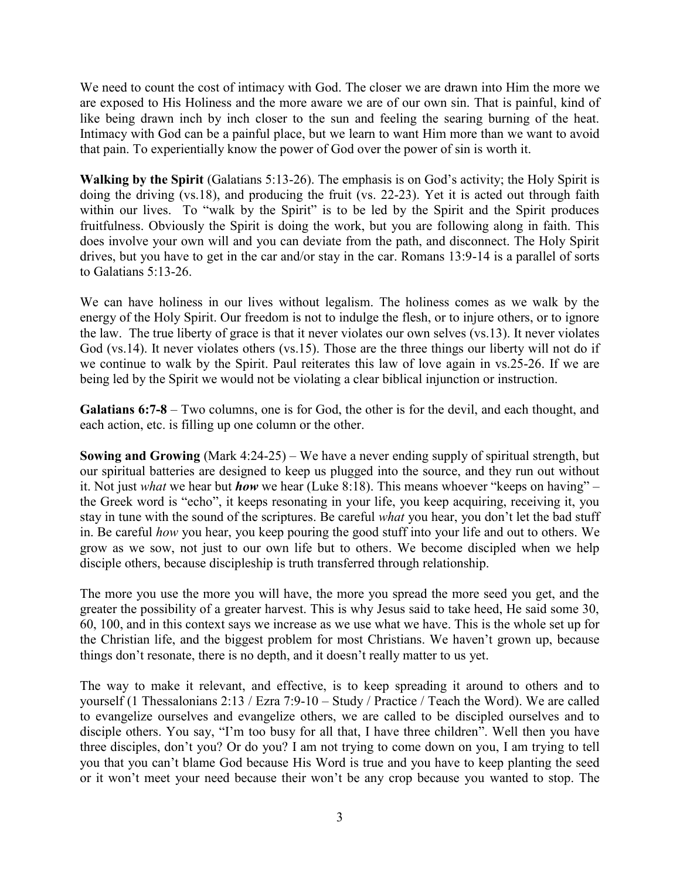We need to count the cost of intimacy with God. The closer we are drawn into Him the more we are exposed to His Holiness and the more aware we are of our own sin. That is painful, kind of like being drawn inch by inch closer to the sun and feeling the searing burning of the heat. Intimacy with God can be a painful place, but we learn to want Him more than we want to avoid that pain. To experientially know the power of God over the power of sin is worth it.

**Walking by the Spirit** (Galatians 5:13-26). The emphasis is on God's activity; the Holy Spirit is doing the driving (vs.18), and producing the fruit (vs. 22-23). Yet it is acted out through faith within our lives. To "walk by the Spirit" is to be led by the Spirit and the Spirit produces fruitfulness. Obviously the Spirit is doing the work, but you are following along in faith. This does involve your own will and you can deviate from the path, and disconnect. The Holy Spirit drives, but you have to get in the car and/or stay in the car. Romans 13:9-14 is a parallel of sorts to Galatians 5:13-26.

We can have holiness in our lives without legalism. The holiness comes as we walk by the energy of the Holy Spirit. Our freedom is not to indulge the flesh, or to injure others, or to ignore the law. The true liberty of grace is that it never violates our own selves (vs.13). It never violates God (vs.14). It never violates others (vs.15). Those are the three things our liberty will not do if we continue to walk by the Spirit. Paul reiterates this law of love again in vs.25-26. If we are being led by the Spirit we would not be violating a clear biblical injunction or instruction.

**Galatians 6:7-8** – Two columns, one is for God, the other is for the devil, and each thought, and each action, etc. is filling up one column or the other.

**Sowing and Growing** (Mark 4:24-25) – We have a never ending supply of spiritual strength, but our spiritual batteries are designed to keep us plugged into the source, and they run out without it. Not just *what* we hear but ***how*** we hear (Luke 8:18). This means whoever "keeps on having" – the Greek word is "echo", it keeps resonating in your life, you keep acquiring, receiving it, you stay in tune with the sound of the scriptures. Be careful *what* you hear, you don't let the bad stuff in. Be careful *how* you hear, you keep pouring the good stuff into your life and out to others. We grow as we sow, not just to our own life but to others. We become discipled when we help disciple others, because discipleship is truth transferred through relationship.

The more you use the more you will have, the more you spread the more seed you get, and the greater the possibility of a greater harvest. This is why Jesus said to take heed, He said some 30, 60, 100, and in this context says we increase as we use what we have. This is the whole set up for the Christian life, and the biggest problem for most Christians. We haven't grown up, because things don't resonate, there is no depth, and it doesn't really matter to us yet.

The way to make it relevant, and effective, is to keep spreading it around to others and to yourself (1 Thessalonians 2:13 / Ezra 7:9-10 – Study / Practice / Teach the Word). We are called to evangelize ourselves and evangelize others, we are called to be discipled ourselves and to disciple others. You say, "I'm too busy for all that, I have three children". Well then you have three disciples, don't you? Or do you? I am not trying to come down on you, I am trying to tell you that you can't blame God because His Word is true and you have to keep planting the seed or it won't meet your need because their won't be any crop because you wanted to stop. The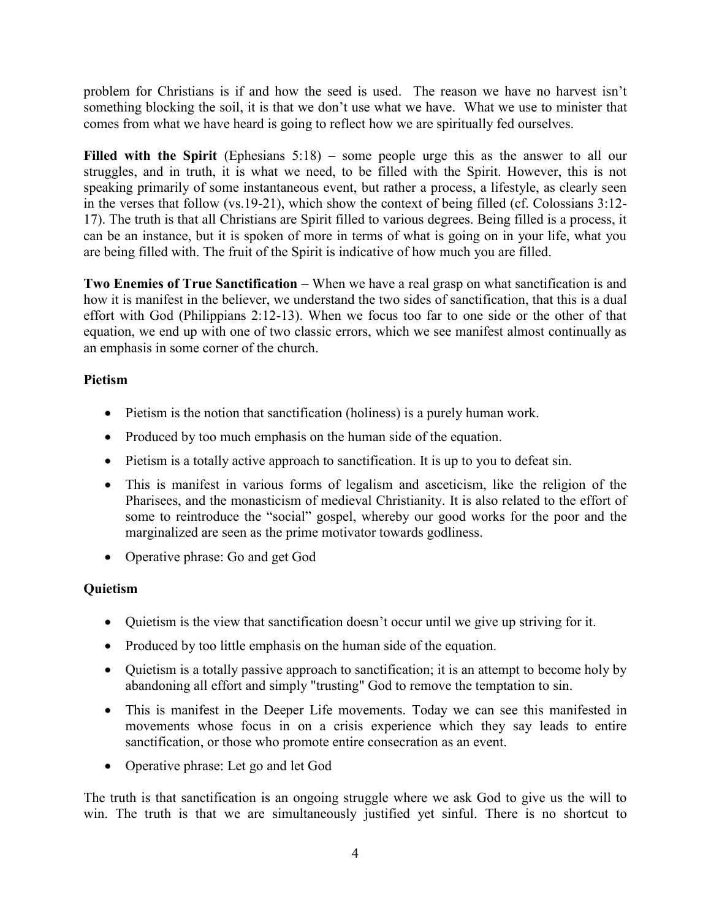problem for Christians is if and how the seed is used. The reason we have no harvest isn't something blocking the soil, it is that we don't use what we have. What we use to minister that comes from what we have heard is going to reflect how we are spiritually fed ourselves.

**Filled with the Spirit** (Ephesians 5:18) – some people urge this as the answer to all our struggles, and in truth, it is what we need, to be filled with the Spirit. However, this is not speaking primarily of some instantaneous event, but rather a process, a lifestyle, as clearly seen in the verses that follow (vs.19-21), which show the context of being filled (cf. Colossians 3:12-17). The truth is that all Christians are Spirit filled to various degrees. Being filled is a process, it can be an instance, but it is spoken of more in terms of what is going on in your life, what you are being filled with. The fruit of the Spirit is indicative of how much you are filled.

**Two Enemies of True Sanctification** – When we have a real grasp on what sanctification is and how it is manifest in the believer, we understand the two sides of sanctification, that this is a dual effort with God (Philippians 2:12-13). When we focus too far to one side or the other of that equation, we end up with one of two classic errors, which we see manifest almost continually as an emphasis in some corner of the church.

**Pietism**

- Pietism is the notion that sanctification (holiness) is a purely human work.
- Produced by too much emphasis on the human side of the equation.
- Pietism is a totally active approach to sanctification. It is up to you to defeat sin.
- This is manifest in various forms of legalism and asceticism, like the religion of the Pharisees, and the monasticism of medieval Christianity. It is also related to the effort of some to reintroduce the "social" gospel, whereby our good works for the poor and the marginalized are seen as the prime motivator towards godliness.
- Operative phrase: Go and get God

**Quietism**

- Quietism is the view that sanctification doesn't occur until we give up striving for it.
- Produced by too little emphasis on the human side of the equation.
- Quietism is a totally passive approach to sanctification; it is an attempt to become holy by abandoning all effort and simply "trusting" God to remove the temptation to sin.
- This is manifest in the Deeper Life movements. Today we can see this manifested in movements whose focus in on a crisis experience which they say leads to entire sanctification, or those who promote entire consecration as an event.
- Operative phrase: Let go and let God

The truth is that sanctification is an ongoing struggle where we ask God to give us the will to win. The truth is that we are simultaneously justified yet sinful. There is no shortcut to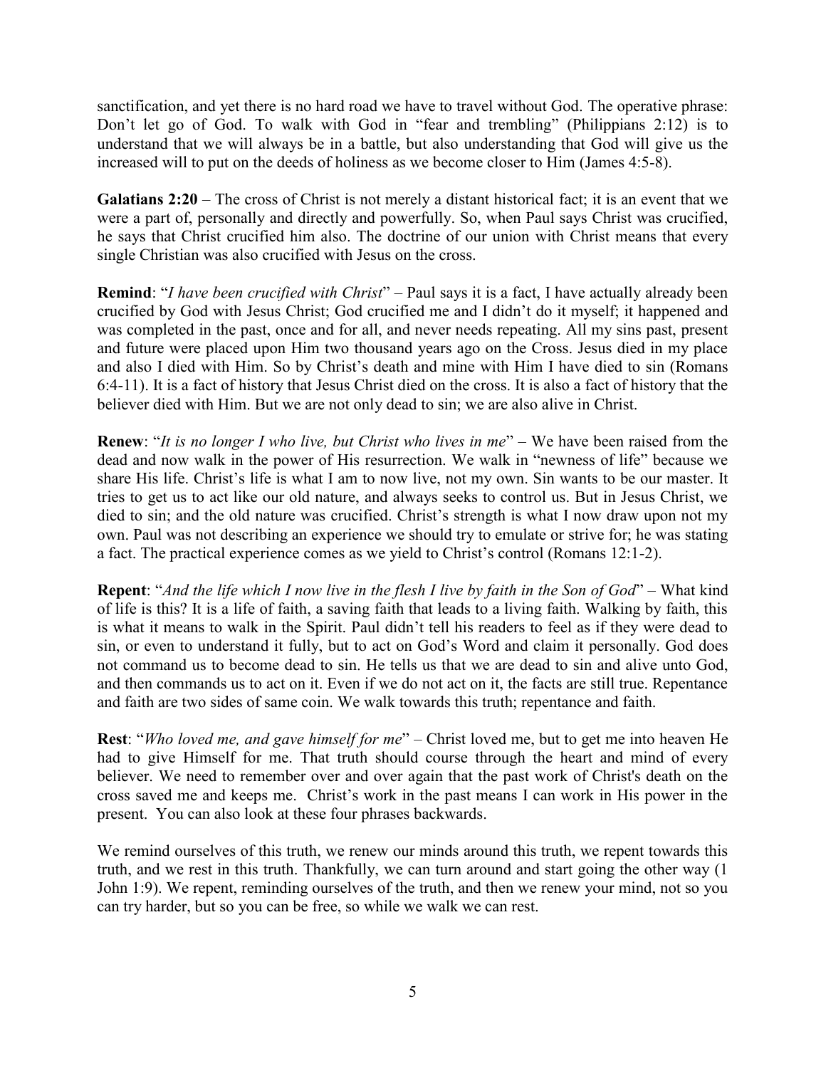sanctification, and yet there is no hard road we have to travel without God. The operative phrase: Don't let go of God. To walk with God in "fear and trembling" (Philippians 2:12) is to understand that we will always be in a battle, but also understanding that God will give us the increased will to put on the deeds of holiness as we become closer to Him (James 4:5-8).

**Galatians 2:20** – The cross of Christ is not merely a distant historical fact; it is an event that we were a part of, personally and directly and powerfully. So, when Paul says Christ was crucified, he says that Christ crucified him also. The doctrine of our union with Christ means that every single Christian was also crucified with Jesus on the cross.

**Remind**: "*I have been crucified with Christ*" – Paul says it is a fact, I have actually already been crucified by God with Jesus Christ; God crucified me and I didn't do it myself; it happened and was completed in the past, once and for all, and never needs repeating. All my sins past, present and future were placed upon Him two thousand years ago on the Cross. Jesus died in my place and also I died with Him. So by Christ's death and mine with Him I have died to sin (Romans 6:4-11). It is a fact of history that Jesus Christ died on the cross. It is also a fact of history that the believer died with Him. But we are not only dead to sin; we are also alive in Christ.

**Renew**: "*It is no longer I who live, but Christ who lives in me*" – We have been raised from the dead and now walk in the power of His resurrection. We walk in "newness of life" because we share His life. Christ's life is what I am to now live, not my own. Sin wants to be our master. It tries to get us to act like our old nature, and always seeks to control us. But in Jesus Christ, we died to sin; and the old nature was crucified. Christ's strength is what I now draw upon not my own. Paul was not describing an experience we should try to emulate or strive for; he was stating a fact. The practical experience comes as we yield to Christ's control (Romans 12:1-2).

**Repent**: "*And the life which I now live in the flesh I live by faith in the Son of God*" – What kind of life is this? It is a life of faith, a saving faith that leads to a living faith. Walking by faith, this is what it means to walk in the Spirit. Paul didn't tell his readers to feel as if they were dead to sin, or even to understand it fully, but to act on God's Word and claim it personally. God does not command us to become dead to sin. He tells us that we are dead to sin and alive unto God, and then commands us to act on it. Even if we do not act on it, the facts are still true. Repentance and faith are two sides of same coin. We walk towards this truth; repentance and faith.

**Rest**: "*Who loved me, and gave himself for me*" – Christ loved me, but to get me into heaven He had to give Himself for me. That truth should course through the heart and mind of every believer. We need to remember over and over again that the past work of Christ's death on the cross saved me and keeps me. Christ's work in the past means I can work in His power in the present. You can also look at these four phrases backwards.

We remind ourselves of this truth, we renew our minds around this truth, we repent towards this truth, and we rest in this truth. Thankfully, we can turn around and start going the other way (1 John 1:9). We repent, reminding ourselves of the truth, and then we renew your mind, not so you can try harder, but so you can be free, so while we walk we can rest.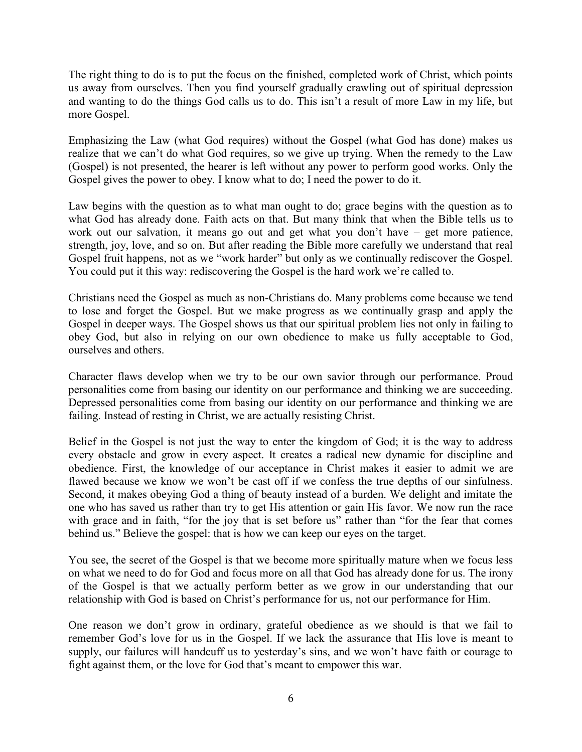The right thing to do is to put the focus on the finished, completed work of Christ, which points us away from ourselves. Then you find yourself gradually crawling out of spiritual depression and wanting to do the things God calls us to do. This isn't a result of more Law in my life, but more Gospel.

Emphasizing the Law (what God requires) without the Gospel (what God has done) makes us realize that we can't do what God requires, so we give up trying. When the remedy to the Law (Gospel) is not presented, the hearer is left without any power to perform good works. Only the Gospel gives the power to obey. I know what to do; I need the power to do it.

Law begins with the question as to what man ought to do; grace begins with the question as to what God has already done. Faith acts on that. But many think that when the Bible tells us to work out our salvation, it means go out and get what you don't have – get more patience, strength, joy, love, and so on. But after reading the Bible more carefully we understand that real Gospel fruit happens, not as we "work harder" but only as we continually rediscover the Gospel. You could put it this way: rediscovering the Gospel is the hard work we're called to.

Christians need the Gospel as much as non-Christians do. Many problems come because we tend to lose and forget the Gospel. But we make progress as we continually grasp and apply the Gospel in deeper ways. The Gospel shows us that our spiritual problem lies not only in failing to obey God, but also in relying on our own obedience to make us fully acceptable to God, ourselves and others.

Character flaws develop when we try to be our own savior through our performance. Proud personalities come from basing our identity on our performance and thinking we are succeeding. Depressed personalities come from basing our identity on our performance and thinking we are failing. Instead of resting in Christ, we are actually resisting Christ.

Belief in the Gospel is not just the way to enter the kingdom of God; it is the way to address every obstacle and grow in every aspect. It creates a radical new dynamic for discipline and obedience. First, the knowledge of our acceptance in Christ makes it easier to admit we are flawed because we know we won't be cast off if we confess the true depths of our sinfulness. Second, it makes obeying God a thing of beauty instead of a burden. We delight and imitate the one who has saved us rather than try to get His attention or gain His favor. We now run the race with grace and in faith, "for the joy that is set before us" rather than "for the fear that comes behind us." Believe the gospel: that is how we can keep our eyes on the target.

You see, the secret of the Gospel is that we become more spiritually mature when we focus less on what we need to do for God and focus more on all that God has already done for us. The irony of the Gospel is that we actually perform better as we grow in our understanding that our relationship with God is based on Christ's performance for us, not our performance for Him.

One reason we don't grow in ordinary, grateful obedience as we should is that we fail to remember God's love for us in the Gospel. If we lack the assurance that His love is meant to supply, our failures will handcuff us to yesterday's sins, and we won't have faith or courage to fight against them, or the love for God that's meant to empower this war.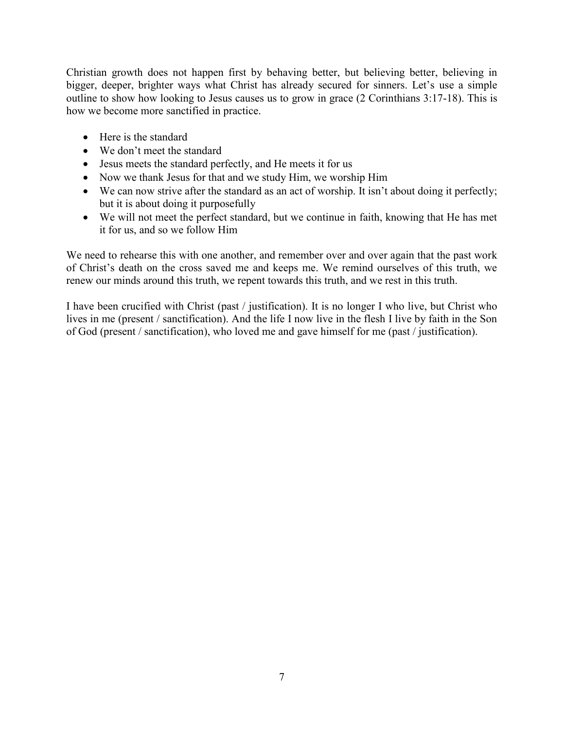Christian growth does not happen first by behaving better, but believing better, believing in bigger, deeper, brighter ways what Christ has already secured for sinners. Let's use a simple outline to show how looking to Jesus causes us to grow in grace (2 Corinthians 3:17-18). This is how we become more sanctified in practice.

- Here is the standard
- We don't meet the standard
- Jesus meets the standard perfectly, and He meets it for us
- Now we thank Jesus for that and we study Him, we worship Him
- We can now strive after the standard as an act of worship. It isn't about doing it perfectly; but it is about doing it purposefully
- We will not meet the perfect standard, but we continue in faith, knowing that He has met it for us, and so we follow Him

We need to rehearse this with one another, and remember over and over again that the past work of Christ's death on the cross saved me and keeps me. We remind ourselves of this truth, we renew our minds around this truth, we repent towards this truth, and we rest in this truth.

I have been crucified with Christ (past / justification). It is no longer I who live, but Christ who lives in me (present / sanctification). And the life I now live in the flesh I live by faith in the Son of God (present / sanctification), who loved me and gave himself for me (past / justification).